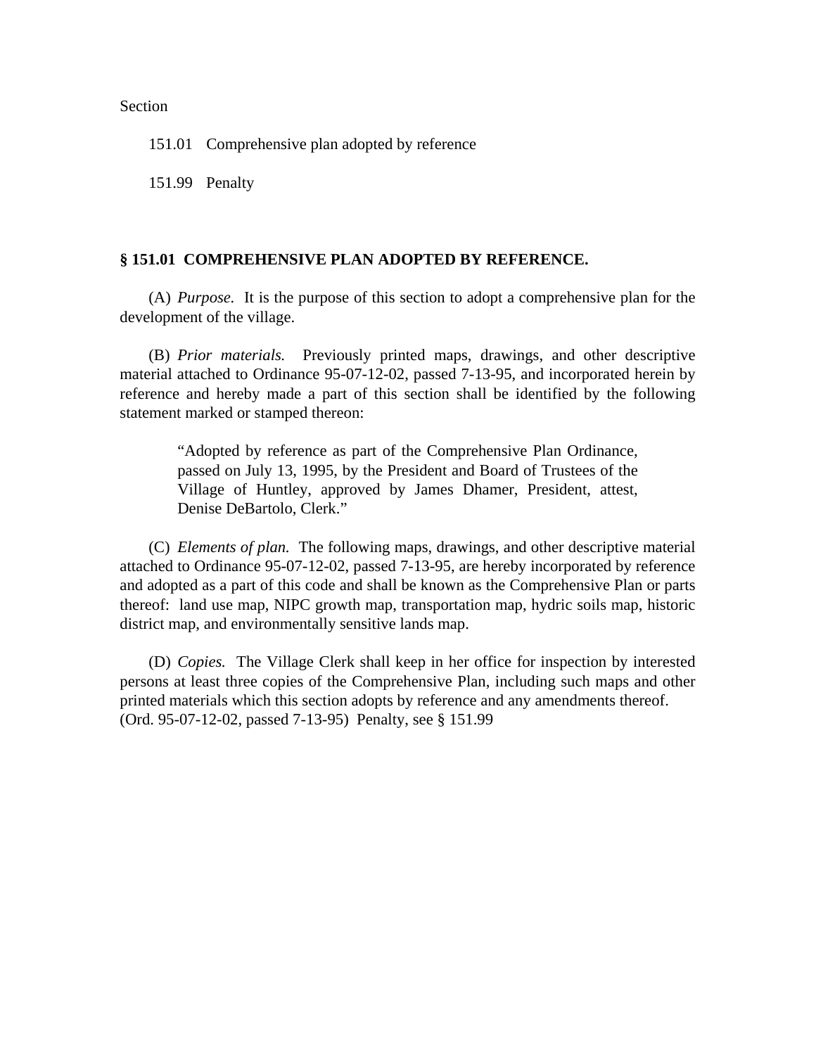Section

151.01 Comprehensive plan adopted by reference

151.99 Penalty

## § 151.01 COMPREHENSIVE PLAN ADOPTED BY REFERENCE.

(A) *Purpose.* It is the purpose of this section to adopt a comprehensive plan for the development of the village.

(B) *Prior materials.* Previously printed maps, drawings, and other descriptive material attached to Ordinance 95-07-12-02, passed 7-13-95, and incorporated herein by reference and hereby made a part of this section shall be identified by the following statement marked or stamped thereon:

> "Adopted by reference as part of the Comprehensive Plan Ordinance, passed on July 13, 1995, by the President and Board of Trustees of the Village of Huntley, approved by James Dhamer, President, attest, Denise DeBartolo, Clerk."

(C) *Elements of plan.* The following maps, drawings, and other descriptive material attached to Ordinance 95-07-12-02, passed 7-13-95, are hereby incorporated by reference and adopted as a part of this code and shall be known as the Comprehensive Plan or parts thereof: land use map, NIPC growth map, transportation map, hydric soils map, historic district map, and environmentally sensitive lands map.

(D) *Copies.* The Village Clerk shall keep in her office for inspection by interested persons at least three copies of the Comprehensive Plan, including such maps and other printed materials which this section adopts by reference and any amendments thereof.
(Ord. 95-07-12-02, passed 7-13-95) Penalty, see § 151.99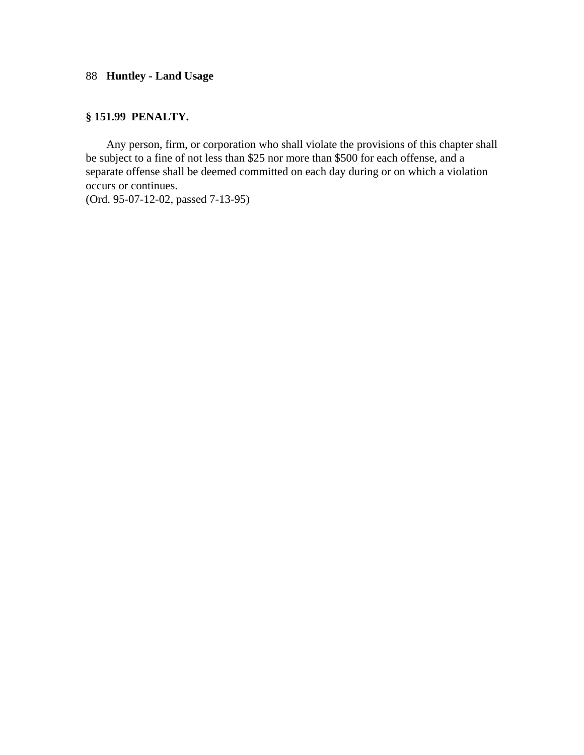## § 151.99 PENALTY.

Any person, firm, or corporation who shall violate the provisions of this chapter shall be subject to a fine of not less than $25 nor more than $500 for each offense, and a separate offense shall be deemed committed on each day during or on which a violation occurs or continues.
(Ord. 95-07-12-02, passed 7-13-95)